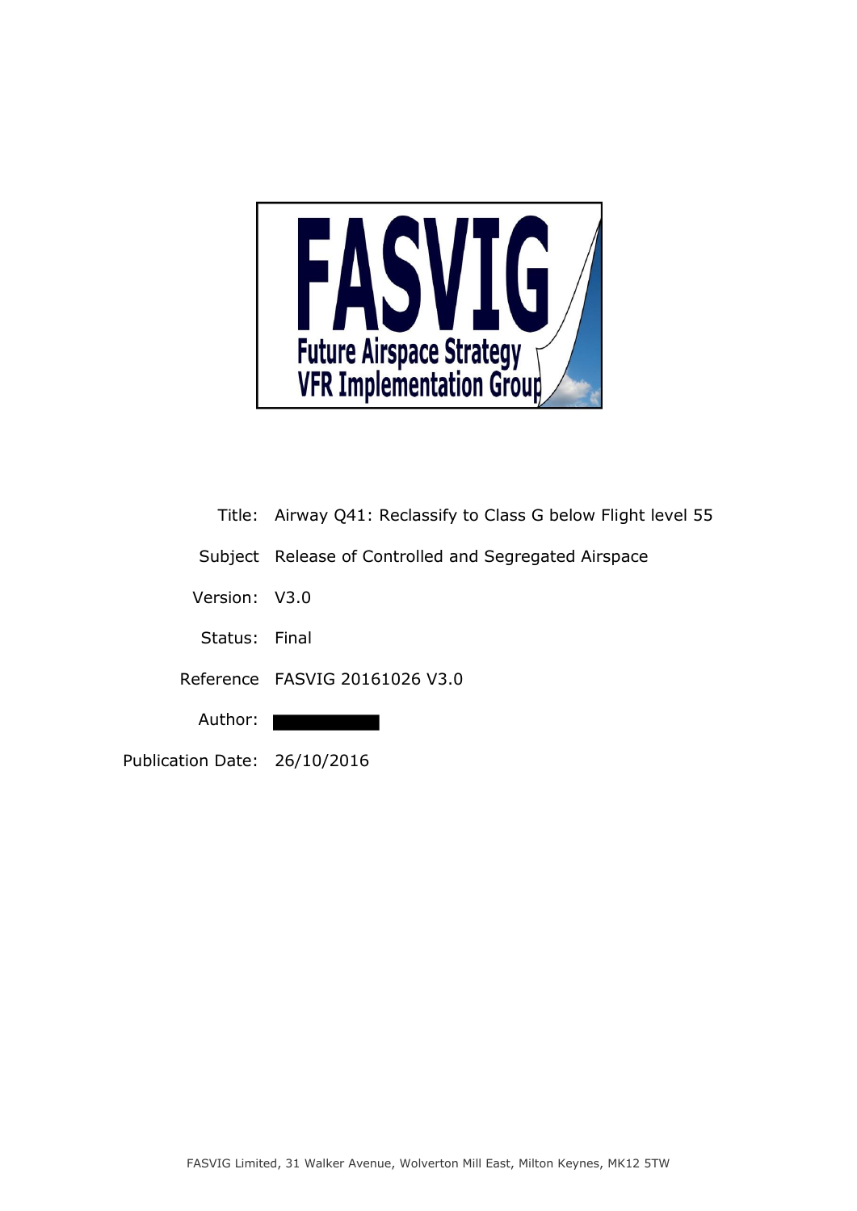# FASVIG

## Future Airspace Strategy VFR Implementation Group

| | |
|---|---|
| Title: | Airway Q41: Reclassify to Class G below Flight level 55 |
| Subject | Release of Controlled and Segregated Airspace |
| Version: | V3.0 |
| Status: | Final |
| Reference | FASVIG 20161026 V3.0 |
| Author: | |
| Publication Date: | 26/10/2016 |

FASVIG Limited, 31 Walker Avenue, Wolverton Mill East, Milton Keynes, MK12 5TW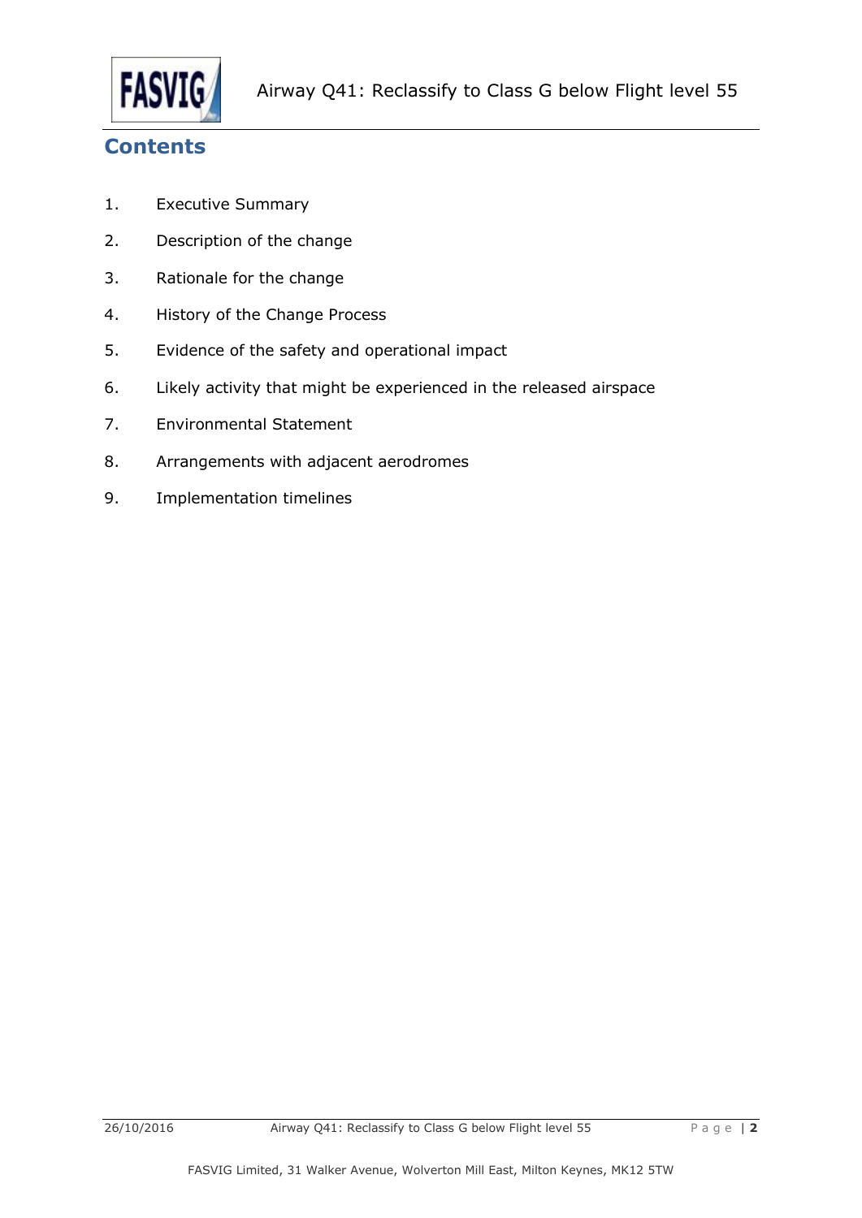## Contents

1. Executive Summary
2. Description of the change
3. Rationale for the change
4. History of the Change Process
5. Evidence of the safety and operational impact
6. Likely activity that might be experienced in the released airspace
7. Environmental Statement
8. Arrangements with adjacent aerodromes
9. Implementation timelines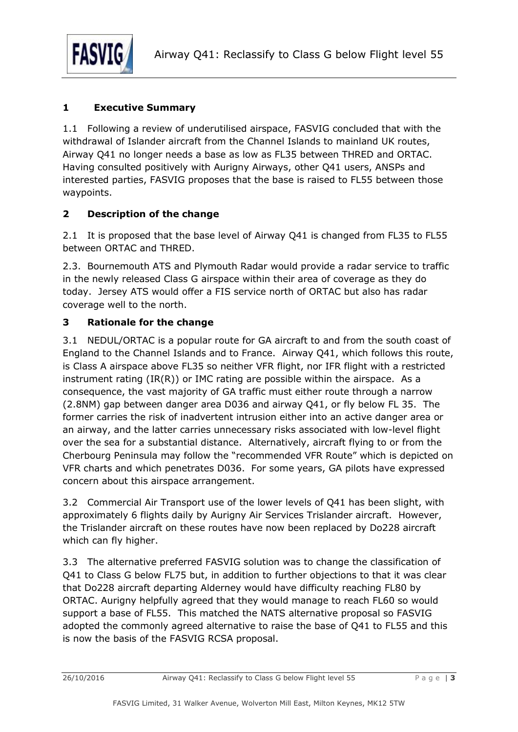## 1 Executive Summary

1.1 Following a review of underutilised airspace, FASVIG concluded that with the withdrawal of Islander aircraft from the Channel Islands to mainland UK routes, Airway Q41 no longer needs a base as low as FL35 between THRED and ORTAC. Having consulted positively with Aurigny Airways, other Q41 users, ANSPs and interested parties, FASVIG proposes that the base is raised to FL55 between those waypoints.

## 2 Description of the change

2.1 It is proposed that the base level of Airway Q41 is changed from FL35 to FL55 between ORTAC and THRED.

2.3. Bournemouth ATS and Plymouth Radar would provide a radar service to traffic in the newly released Class G airspace within their area of coverage as they do today. Jersey ATS would offer a FIS service north of ORTAC but also has radar coverage well to the north.

## 3 Rationale for the change

3.1 NEDUL/ORTAC is a popular route for GA aircraft to and from the south coast of England to the Channel Islands and to France. Airway Q41, which follows this route, is Class A airspace above FL35 so neither VFR flight, nor IFR flight with a restricted instrument rating (IR(R)) or IMC rating are possible within the airspace. As a consequence, the vast majority of GA traffic must either route through a narrow (2.8NM) gap between danger area D036 and airway Q41, or fly below FL 35. The former carries the risk of inadvertent intrusion either into an active danger area or an airway, and the latter carries unnecessary risks associated with low-level flight over the sea for a substantial distance. Alternatively, aircraft flying to or from the Cherbourg Peninsula may follow the "recommended VFR Route" which is depicted on VFR charts and which penetrates D036. For some years, GA pilots have expressed concern about this airspace arrangement.

3.2 Commercial Air Transport use of the lower levels of Q41 has been slight, with approximately 6 flights daily by Aurigny Air Services Trislander aircraft. However, the Trislander aircraft on these routes have now been replaced by Do228 aircraft which can fly higher.

3.3 The alternative preferred FASVIG solution was to change the classification of Q41 to Class G below FL75 but, in addition to further objections to that it was clear that Do228 aircraft departing Alderney would have difficulty reaching FL80 by ORTAC. Aurigny helpfully agreed that they would manage to reach FL60 so would support a base of FL55. This matched the NATS alternative proposal so FASVIG adopted the commonly agreed alternative to raise the base of Q41 to FL55 and this is now the basis of the FASVIG RCSA proposal.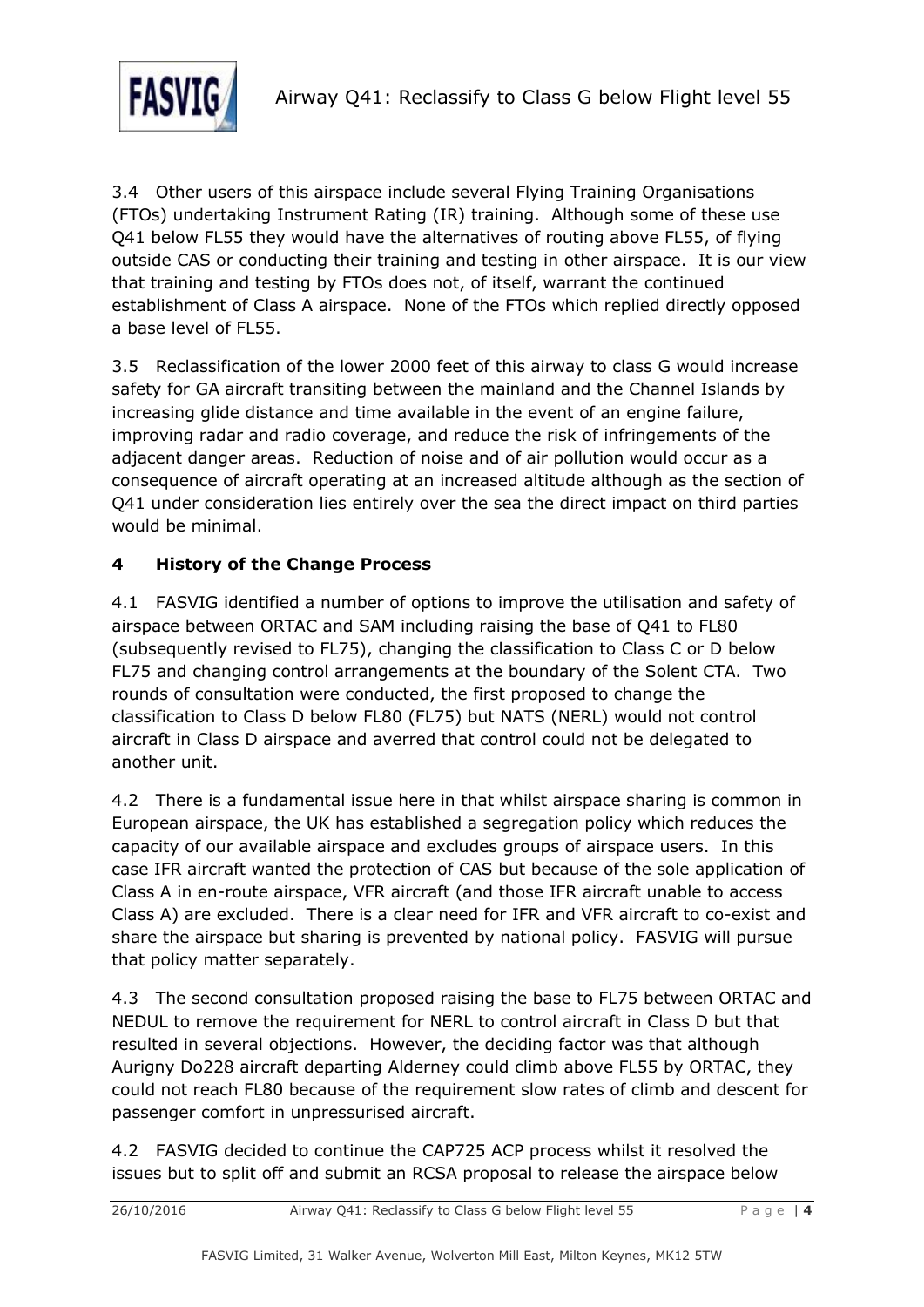3.4 Other users of this airspace include several Flying Training Organisations (FTOs) undertaking Instrument Rating (IR) training. Although some of these use Q41 below FL55 they would have the alternatives of routing above FL55, of flying outside CAS or conducting their training and testing in other airspace. It is our view that training and testing by FTOs does not, of itself, warrant the continued establishment of Class A airspace. None of the FTOs which replied directly opposed a base level of FL55.

3.5 Reclassification of the lower 2000 feet of this airway to class G would increase safety for GA aircraft transiting between the mainland and the Channel Islands by increasing glide distance and time available in the event of an engine failure, improving radar and radio coverage, and reduce the risk of infringements of the adjacent danger areas. Reduction of noise and of air pollution would occur as a consequence of aircraft operating at an increased altitude although as the section of Q41 under consideration lies entirely over the sea the direct impact on third parties would be minimal.

## 4 History of the Change Process

4.1 FASVIG identified a number of options to improve the utilisation and safety of airspace between ORTAC and SAM including raising the base of Q41 to FL80 (subsequently revised to FL75), changing the classification to Class C or D below FL75 and changing control arrangements at the boundary of the Solent CTA. Two rounds of consultation were conducted, the first proposed to change the classification to Class D below FL80 (FL75) but NATS (NERL) would not control aircraft in Class D airspace and averred that control could not be delegated to another unit.

4.2 There is a fundamental issue here in that whilst airspace sharing is common in European airspace, the UK has established a segregation policy which reduces the capacity of our available airspace and excludes groups of airspace users. In this case IFR aircraft wanted the protection of CAS but because of the sole application of Class A in en-route airspace, VFR aircraft (and those IFR aircraft unable to access Class A) are excluded. There is a clear need for IFR and VFR aircraft to co-exist and share the airspace but sharing is prevented by national policy. FASVIG will pursue that policy matter separately.

4.3 The second consultation proposed raising the base to FL75 between ORTAC and NEDUL to remove the requirement for NERL to control aircraft in Class D but that resulted in several objections. However, the deciding factor was that although Aurigny Do228 aircraft departing Alderney could climb above FL55 by ORTAC, they could not reach FL80 because of the requirement slow rates of climb and descent for passenger comfort in unpressurised aircraft.

4.2 FASVIG decided to continue the CAP725 ACP process whilst it resolved the issues but to split off and submit an RCSA proposal to release the airspace below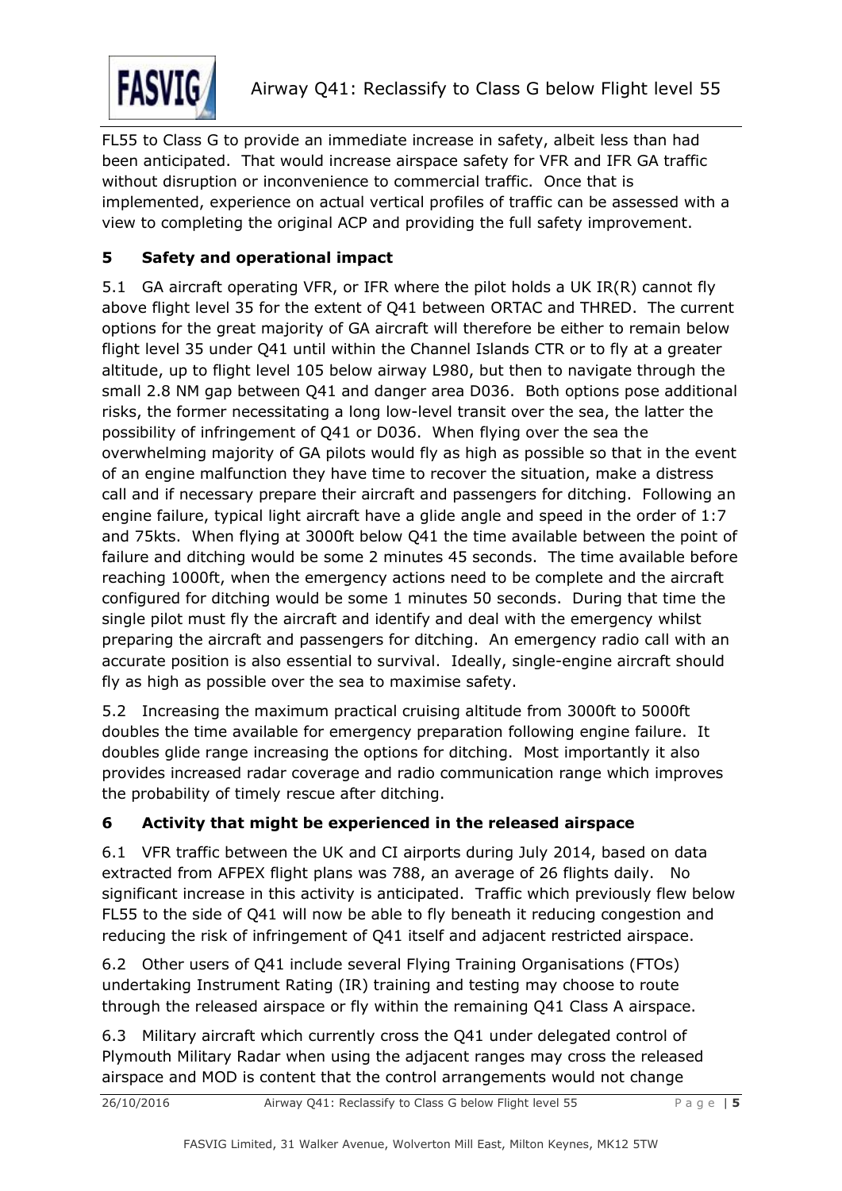FL55 to Class G to provide an immediate increase in safety, albeit less than had been anticipated. That would increase airspace safety for VFR and IFR GA traffic without disruption or inconvenience to commercial traffic. Once that is implemented, experience on actual vertical profiles of traffic can be assessed with a view to completing the original ACP and providing the full safety improvement.

## 5 Safety and operational impact

5.1 GA aircraft operating VFR, or IFR where the pilot holds a UK IR(R) cannot fly above flight level 35 for the extent of Q41 between ORTAC and THRED. The current options for the great majority of GA aircraft will therefore be either to remain below flight level 35 under Q41 until within the Channel Islands CTR or to fly at a greater altitude, up to flight level 105 below airway L980, but then to navigate through the small 2.8 NM gap between Q41 and danger area D036. Both options pose additional risks, the former necessitating a long low-level transit over the sea, the latter the possibility of infringement of Q41 or D036. When flying over the sea the overwhelming majority of GA pilots would fly as high as possible so that in the event of an engine malfunction they have time to recover the situation, make a distress call and if necessary prepare their aircraft and passengers for ditching. Following an engine failure, typical light aircraft have a glide angle and speed in the order of 1:7 and 75kts. When flying at 3000ft below Q41 the time available between the point of failure and ditching would be some 2 minutes 45 seconds. The time available before reaching 1000ft, when the emergency actions need to be complete and the aircraft configured for ditching would be some 1 minutes 50 seconds. During that time the single pilot must fly the aircraft and identify and deal with the emergency whilst preparing the aircraft and passengers for ditching. An emergency radio call with an accurate position is also essential to survival. Ideally, single-engine aircraft should fly as high as possible over the sea to maximise safety.

5.2 Increasing the maximum practical cruising altitude from 3000ft to 5000ft doubles the time available for emergency preparation following engine failure. It doubles glide range increasing the options for ditching. Most importantly it also provides increased radar coverage and radio communication range which improves the probability of timely rescue after ditching.

## 6 Activity that might be experienced in the released airspace

6.1 VFR traffic between the UK and CI airports during July 2014, based on data extracted from AFPEX flight plans was 788, an average of 26 flights daily. No significant increase in this activity is anticipated. Traffic which previously flew below FL55 to the side of Q41 will now be able to fly beneath it reducing congestion and reducing the risk of infringement of Q41 itself and adjacent restricted airspace.

6.2 Other users of Q41 include several Flying Training Organisations (FTOs) undertaking Instrument Rating (IR) training and testing may choose to route through the released airspace or fly within the remaining Q41 Class A airspace.

6.3 Military aircraft which currently cross the Q41 under delegated control of Plymouth Military Radar when using the adjacent ranges may cross the released airspace and MOD is content that the control arrangements would not change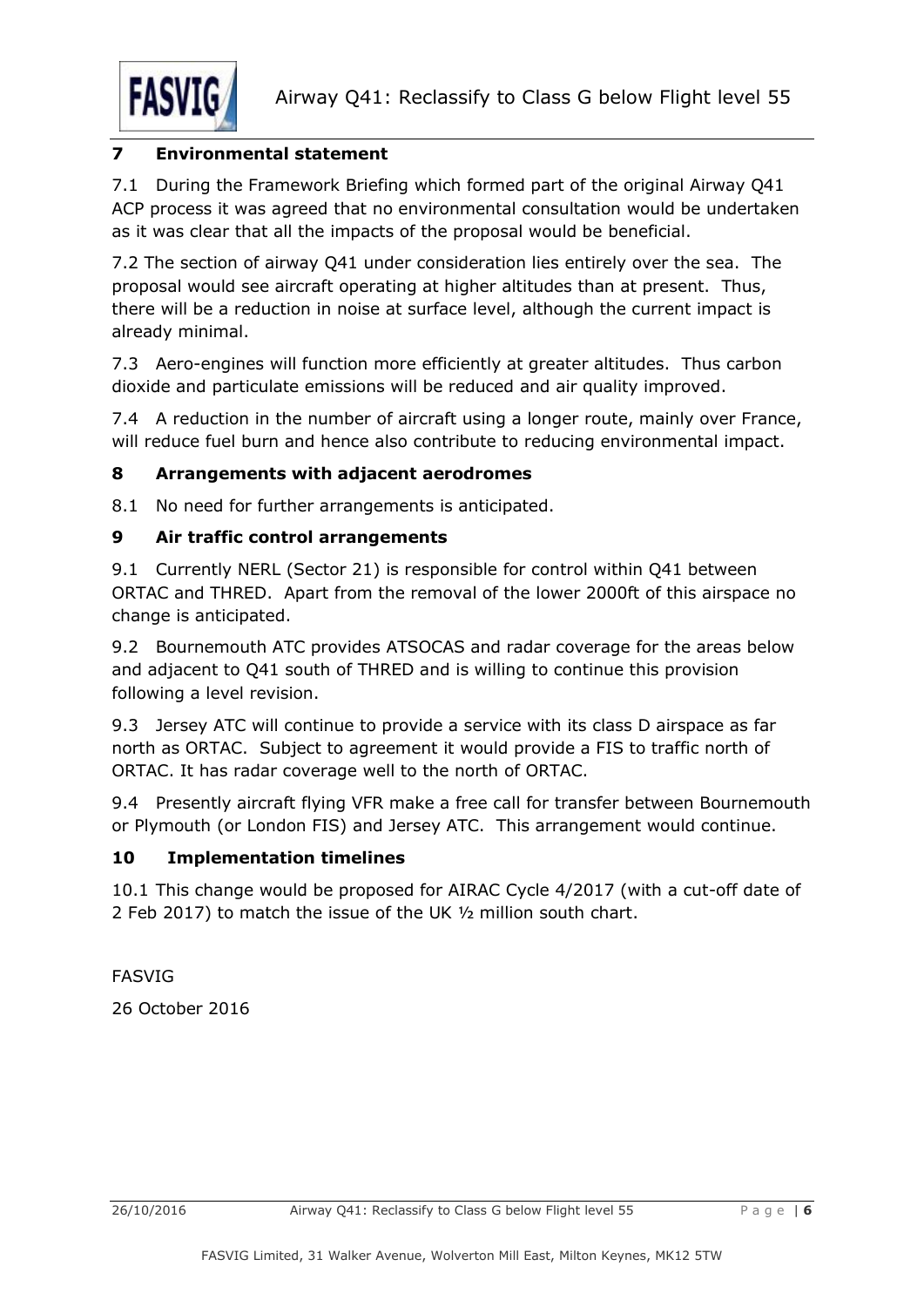## 7 Environmental statement

7.1 During the Framework Briefing which formed part of the original Airway Q41 ACP process it was agreed that no environmental consultation would be undertaken as it was clear that all the impacts of the proposal would be beneficial.

7.2 The section of airway Q41 under consideration lies entirely over the sea. The proposal would see aircraft operating at higher altitudes than at present. Thus, there will be a reduction in noise at surface level, although the current impact is already minimal.

7.3 Aero-engines will function more efficiently at greater altitudes. Thus carbon dioxide and particulate emissions will be reduced and air quality improved.

7.4 A reduction in the number of aircraft using a longer route, mainly over France, will reduce fuel burn and hence also contribute to reducing environmental impact.

## 8 Arrangements with adjacent aerodromes

8.1 No need for further arrangements is anticipated.

## 9 Air traffic control arrangements

9.1 Currently NERL (Sector 21) is responsible for control within Q41 between ORTAC and THRED. Apart from the removal of the lower 2000ft of this airspace no change is anticipated.

9.2 Bournemouth ATC provides ATSOCAS and radar coverage for the areas below and adjacent to Q41 south of THRED and is willing to continue this provision following a level revision.

9.3 Jersey ATC will continue to provide a service with its class D airspace as far north as ORTAC. Subject to agreement it would provide a FIS to traffic north of ORTAC. It has radar coverage well to the north of ORTAC.

9.4 Presently aircraft flying VFR make a free call for transfer between Bournemouth or Plymouth (or London FIS) and Jersey ATC. This arrangement would continue.

## 10 Implementation timelines

10.1 This change would be proposed for AIRAC Cycle 4/2017 (with a cut-off date of 2 Feb 2017) to match the issue of the UK ½ million south chart.

FASVIG

26 October 2016